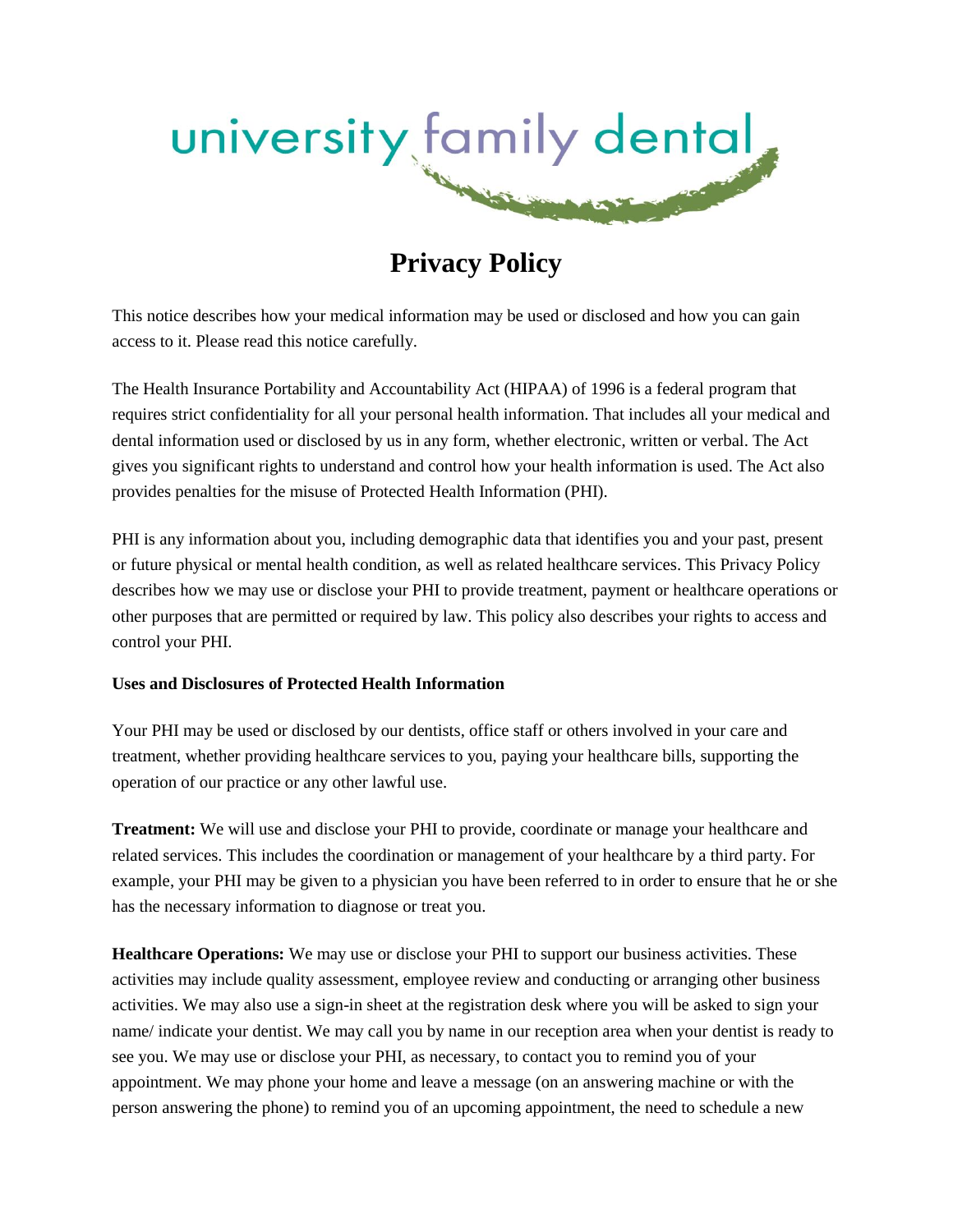university family dental

# Privacy Policy

This notice describes how your medical information may be used or disclosed and how you can gain access to it. Please read this notice carefully.

The Health Insurance Portability and Accountability Act (HIPAA) of 1996 is a federal program that requires strict confidentiality for all your personal health information. That includes all your medical and dental information used or disclosed by us in any form, whether electronic, written or verbal. The Act gives you significant rights to understand and control how your health information is used. The Act also provides penalties for the misuse of Protected Health Information (PHI).

PHI is any information about you, including demographic data that identifies you and your past, present or future physical or mental health condition, as well as related healthcare services. This Privacy Policy describes how we may use or disclose your PHI to provide treatment, payment or healthcare operations or other purposes that are permitted or required by law. This policy also describes your rights to access and control your PHI.

**Uses and Disclosures of Protected Health Information**

Your PHI may be used or disclosed by our dentists, office staff or others involved in your care and treatment, whether providing healthcare services to you, paying your healthcare bills, supporting the operation of our practice or any other lawful use.

**Treatment:** We will use and disclose your PHI to provide, coordinate or manage your healthcare and related services. This includes the coordination or management of your healthcare by a third party. For example, your PHI may be given to a physician you have been referred to in order to ensure that he or she has the necessary information to diagnose or treat you.

**Healthcare Operations:** We may use or disclose your PHI to support our business activities. These activities may include quality assessment, employee review and conducting or arranging other business activities. We may also use a sign-in sheet at the registration desk where you will be asked to sign your name/ indicate your dentist. We may call you by name in our reception area when your dentist is ready to see you. We may use or disclose your PHI, as necessary, to contact you to remind you of your appointment. We may phone your home and leave a message (on an answering machine or with the person answering the phone) to remind you of an upcoming appointment, the need to schedule a new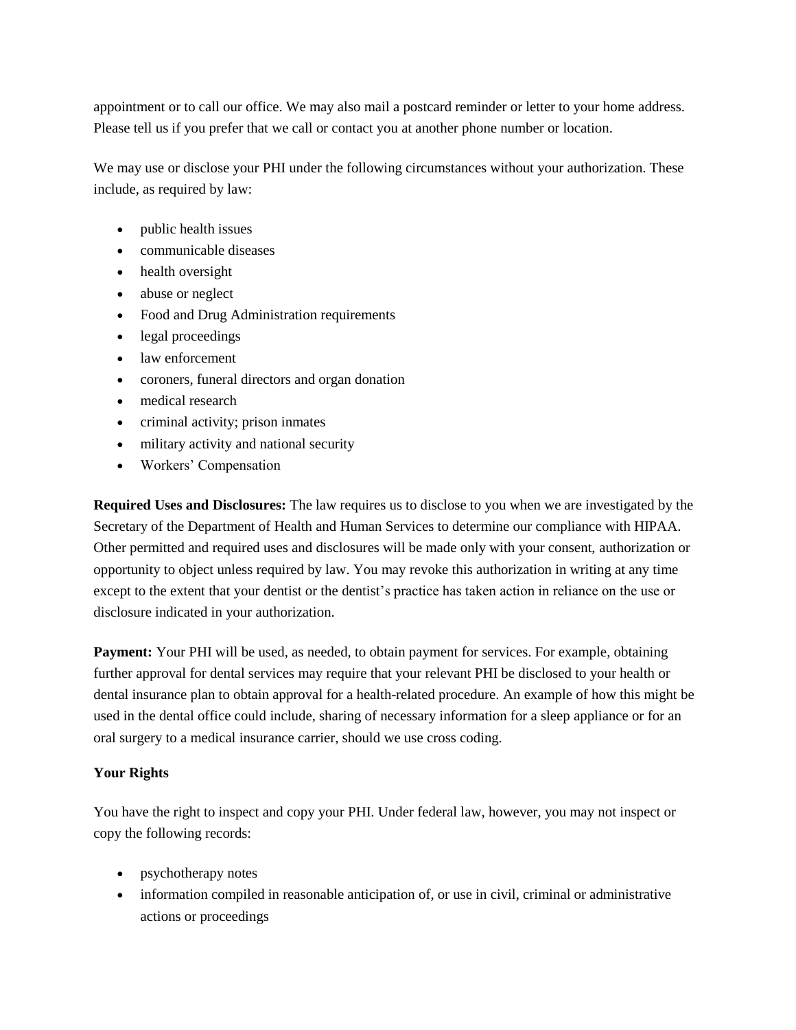appointment or to call our office. We may also mail a postcard reminder or letter to your home address. Please tell us if you prefer that we call or contact you at another phone number or location.

We may use or disclose your PHI under the following circumstances without your authorization. These include, as required by law:

- public health issues
- communicable diseases
- health oversight
- abuse or neglect
- Food and Drug Administration requirements
- legal proceedings
- law enforcement
- coroners, funeral directors and organ donation
- medical research
- criminal activity; prison inmates
- military activity and national security
- Workers' Compensation

**Required Uses and Disclosures:** The law requires us to disclose to you when we are investigated by the Secretary of the Department of Health and Human Services to determine our compliance with HIPAA. Other permitted and required uses and disclosures will be made only with your consent, authorization or opportunity to object unless required by law. You may revoke this authorization in writing at any time except to the extent that your dentist or the dentist's practice has taken action in reliance on the use or disclosure indicated in your authorization.

**Payment:** Your PHI will be used, as needed, to obtain payment for services. For example, obtaining further approval for dental services may require that your relevant PHI be disclosed to your health or dental insurance plan to obtain approval for a health-related procedure. An example of how this might be used in the dental office could include, sharing of necessary information for a sleep appliance or for an oral surgery to a medical insurance carrier, should we use cross coding.

**Your Rights**

You have the right to inspect and copy your PHI. Under federal law, however, you may not inspect or copy the following records:

- psychotherapy notes
- information compiled in reasonable anticipation of, or use in civil, criminal or administrative actions or proceedings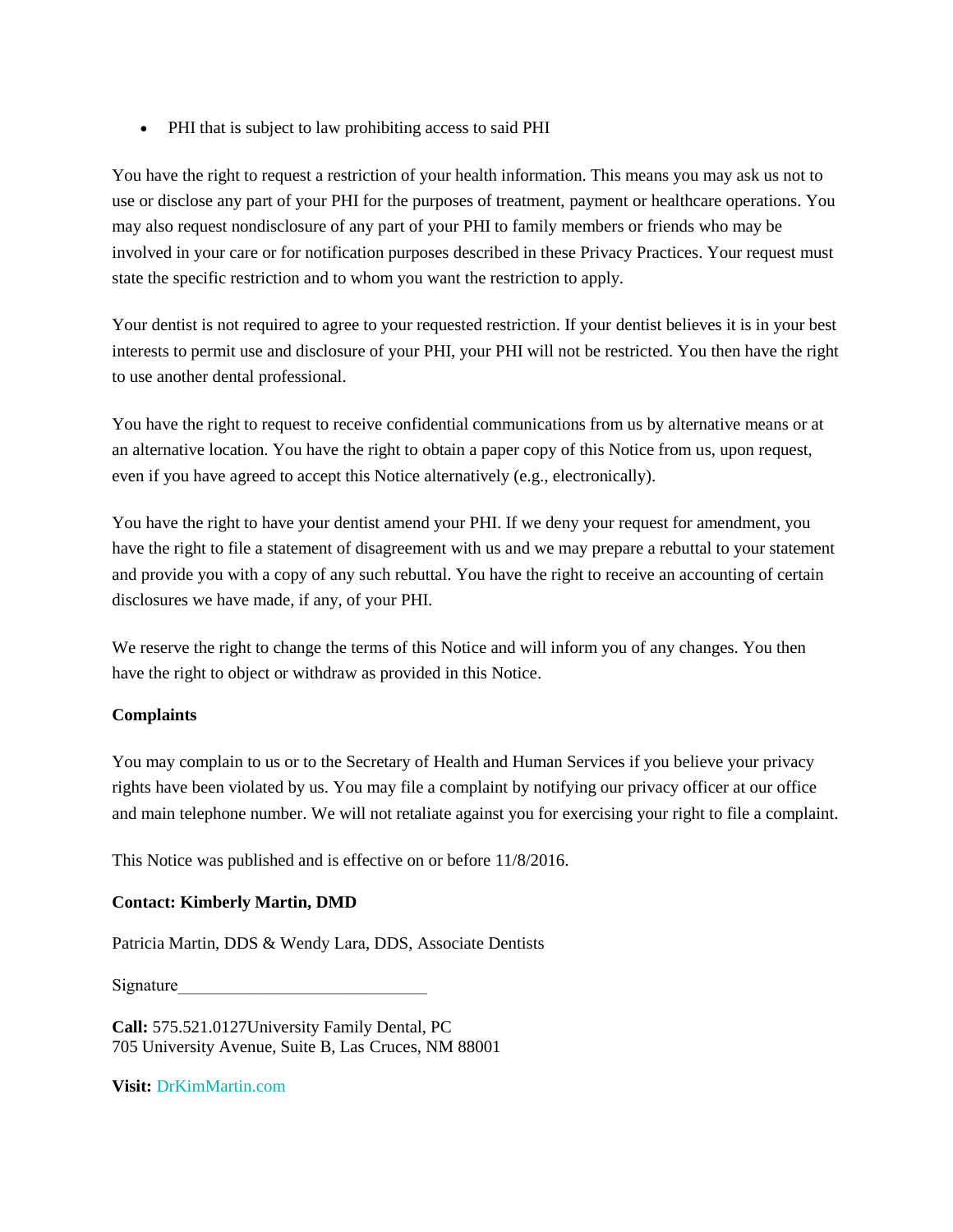- PHI that is subject to law prohibiting access to said PHI

You have the right to request a restriction of your health information. This means you may ask us not to use or disclose any part of your PHI for the purposes of treatment, payment or healthcare operations. You may also request nondisclosure of any part of your PHI to family members or friends who may be involved in your care or for notification purposes described in these Privacy Practices. Your request must state the specific restriction and to whom you want the restriction to apply.

Your dentist is not required to agree to your requested restriction. If your dentist believes it is in your best interests to permit use and disclosure of your PHI, your PHI will not be restricted. You then have the right to use another dental professional.

You have the right to request to receive confidential communications from us by alternative means or at an alternative location. You have the right to obtain a paper copy of this Notice from us, upon request, even if you have agreed to accept this Notice alternatively (e.g., electronically).

You have the right to have your dentist amend your PHI. If we deny your request for amendment, you have the right to file a statement of disagreement with us and we may prepare a rebuttal to your statement and provide you with a copy of any such rebuttal. You have the right to receive an accounting of certain disclosures we have made, if any, of your PHI.

We reserve the right to change the terms of this Notice and will inform you of any changes. You then have the right to object or withdraw as provided in this Notice.

**Complaints**

You may complain to us or to the Secretary of Health and Human Services if you believe your privacy rights have been violated by us. You may file a complaint by notifying our privacy officer at our office and main telephone number. We will not retaliate against you for exercising your right to file a complaint.

This Notice was published and is effective on or before 11/8/2016.

**Contact: Kimberly Martin, DMD**

Patricia Martin, DDS & Wendy Lara, DDS, Associate Dentists

Signature_____________________________

**Call:** 575.521.0127University Family Dental, PC
705 University Avenue, Suite B, Las Cruces, NM 88001

**Visit:** DrKimMartin.com